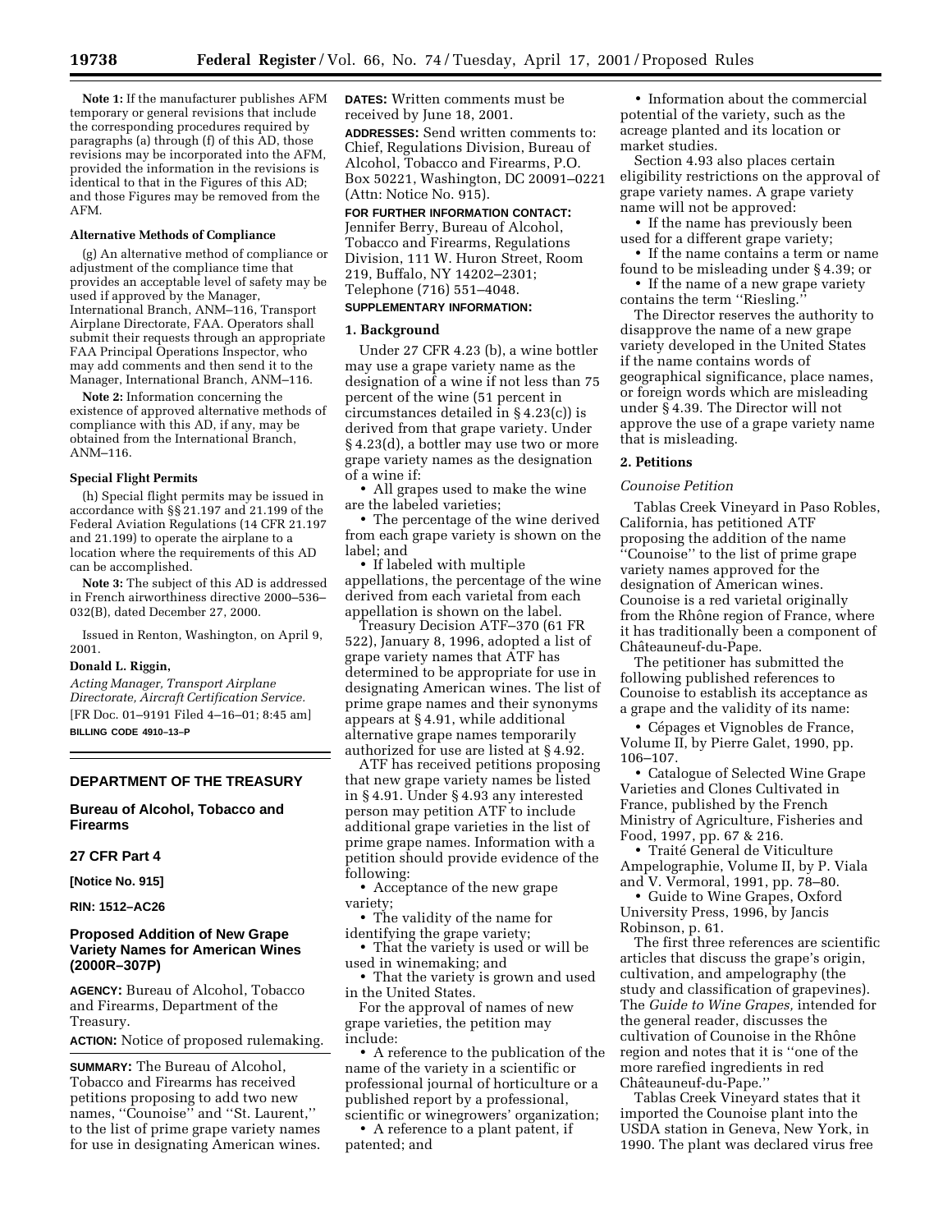**Note 1:** If the manufacturer publishes AFM temporary or general revisions that include the corresponding procedures required by paragraphs (a) through (f) of this AD, those revisions may be incorporated into the AFM, provided the information in the revisions is identical to that in the Figures of this AD; and those Figures may be removed from the AFM.

**Alternative Methods of Compliance**

(g) An alternative method of compliance or adjustment of the compliance time that provides an acceptable level of safety may be used if approved by the Manager, International Branch, ANM–116, Transport Airplane Directorate, FAA. Operators shall submit their requests through an appropriate FAA Principal Operations Inspector, who may add comments and then send it to the Manager, International Branch, ANM–116.

**Note 2:** Information concerning the existence of approved alternative methods of compliance with this AD, if any, may be obtained from the International Branch, ANM–116.

**Special Flight Permits**

(h) Special flight permits may be issued in accordance with §§ 21.197 and 21.199 of the Federal Aviation Regulations (14 CFR 21.197 and 21.199) to operate the airplane to a location where the requirements of this AD can be accomplished.

**Note 3:** The subject of this AD is addressed in French airworthiness directive 2000–536–032(B), dated December 27, 2000.

Issued in Renton, Washington, on April 9, 2001.

**Donald L. Riggin,**

*Acting Manager, Transport Airplane Directorate, Aircraft Certification Service.*

[FR Doc. 01–9191 Filed 4–16–01; 8:45 am]

**BILLING CODE 4910–13–P**

---

## DEPARTMENT OF THE TREASURY

### Bureau of Alcohol, Tobacco and Firearms

### 27 CFR Part 4

**[Notice No. 915]**

**RIN: 1512–AC26**

### Proposed Addition of New Grape Variety Names for American Wines (2000R–307P)

**AGENCY:** Bureau of Alcohol, Tobacco and Firearms, Department of the Treasury.

**ACTION:** Notice of proposed rulemaking.

**SUMMARY:** The Bureau of Alcohol, Tobacco and Firearms has received petitions proposing to add two new names, "Counoise" and "St. Laurent," to the list of prime grape variety names for use in designating American wines.

**DATES:** Written comments must be received by June 18, 2001.

**ADDRESSES:** Send written comments to: Chief, Regulations Division, Bureau of Alcohol, Tobacco and Firearms, P.O. Box 50221, Washington, DC 20091–0221 (Attn: Notice No. 915).

**FOR FURTHER INFORMATION CONTACT:** Jennifer Berry, Bureau of Alcohol, Tobacco and Firearms, Regulations Division, 111 W. Huron Street, Room 219, Buffalo, NY 14202–2301; Telephone (716) 551–4048.

**SUPPLEMENTARY INFORMATION:**

#### 1. Background

Under 27 CFR 4.23 (b), a wine bottler may use a grape variety name as the designation of a wine if not less than 75 percent of the wine (51 percent in circumstances detailed in § 4.23(c)) is derived from that grape variety. Under § 4.23(d), a bottler may use two or more grape variety names as the designation of a wine if:

- All grapes used to make the wine are the labeled varieties;
- The percentage of the wine derived from each grape variety is shown on the label; and
- If labeled with multiple appellations, the percentage of the wine derived from each varietal from each appellation is shown on the label.

Treasury Decision ATF–370 (61 FR 522), January 8, 1996, adopted a list of grape variety names that ATF has determined to be appropriate for use in designating American wines. The list of prime grape names and their synonyms appears at § 4.91, while additional alternative grape names temporarily authorized for use are listed at § 4.92.

ATF has received petitions proposing that new grape variety names be listed in § 4.91. Under § 4.93 any interested person may petition ATF to include additional grape varieties in the list of prime grape names. Information with a petition should provide evidence of the following:

- Acceptance of the new grape variety;
- The validity of the name for identifying the grape variety;
- That the variety is used or will be used in winemaking; and
- That the variety is grown and used in the United States.

For the approval of names of new grape varieties, the petition may include:

- A reference to the publication of the name of the variety in a scientific or professional journal of horticulture or a published report by a professional, scientific or winegrowers' organization;
- A reference to a plant patent, if patented; and
- Information about the commercial potential of the variety, such as the acreage planted and its location or market studies.

Section 4.93 also places certain eligibility restrictions on the approval of grape variety names. A grape variety name will not be approved:

- If the name has previously been used for a different grape variety;
- If the name contains a term or name found to be misleading under § 4.39; or
- If the name of a new grape variety contains the term "Riesling."

The Director reserves the authority to disapprove the name of a new grape variety developed in the United States if the name contains words of geographical significance, place names, or foreign words which are misleading under § 4.39. The Director will not approve the use of a grape variety name that is misleading.

#### 2. Petitions

*Counoise Petition*

Tablas Creek Vineyard in Paso Robles, California, has petitioned ATF proposing the addition of the name "Counoise" to the list of prime grape variety names approved for the designation of American wines. Counoise is a red varietal originally from the Rhône region of France, where it has traditionally been a component of Châteauneuf-du-Pape.

The petitioner has submitted the following published references to Counoise to establish its acceptance as a grape and the validity of its name:

- Cépages et Vignobles de France, Volume II, by Pierre Galet, 1990, pp. 106–107.
- Catalogue of Selected Wine Grape Varieties and Clones Cultivated in France, published by the French Ministry of Agriculture, Fisheries and Food, 1997, pp. 67 & 216.
- Traité General de Viticulture Ampelographie, Volume II, by P. Viala and V. Vermoral, 1991, pp. 78–80.
- Guide to Wine Grapes, Oxford University Press, 1996, by Jancis Robinson, p. 61.

The first three references are scientific articles that discuss the grape's origin, cultivation, and ampelography (the study and classification of grapevines). The *Guide to Wine Grapes,* intended for the general reader, discusses the cultivation of Counoise in the Rhône region and notes that it is "one of the more rarefied ingredients in red Châteauneuf-du-Pape."

Tablas Creek Vineyard states that it imported the Counoise plant into the USDA station in Geneva, New York, in 1990. The plant was declared virus free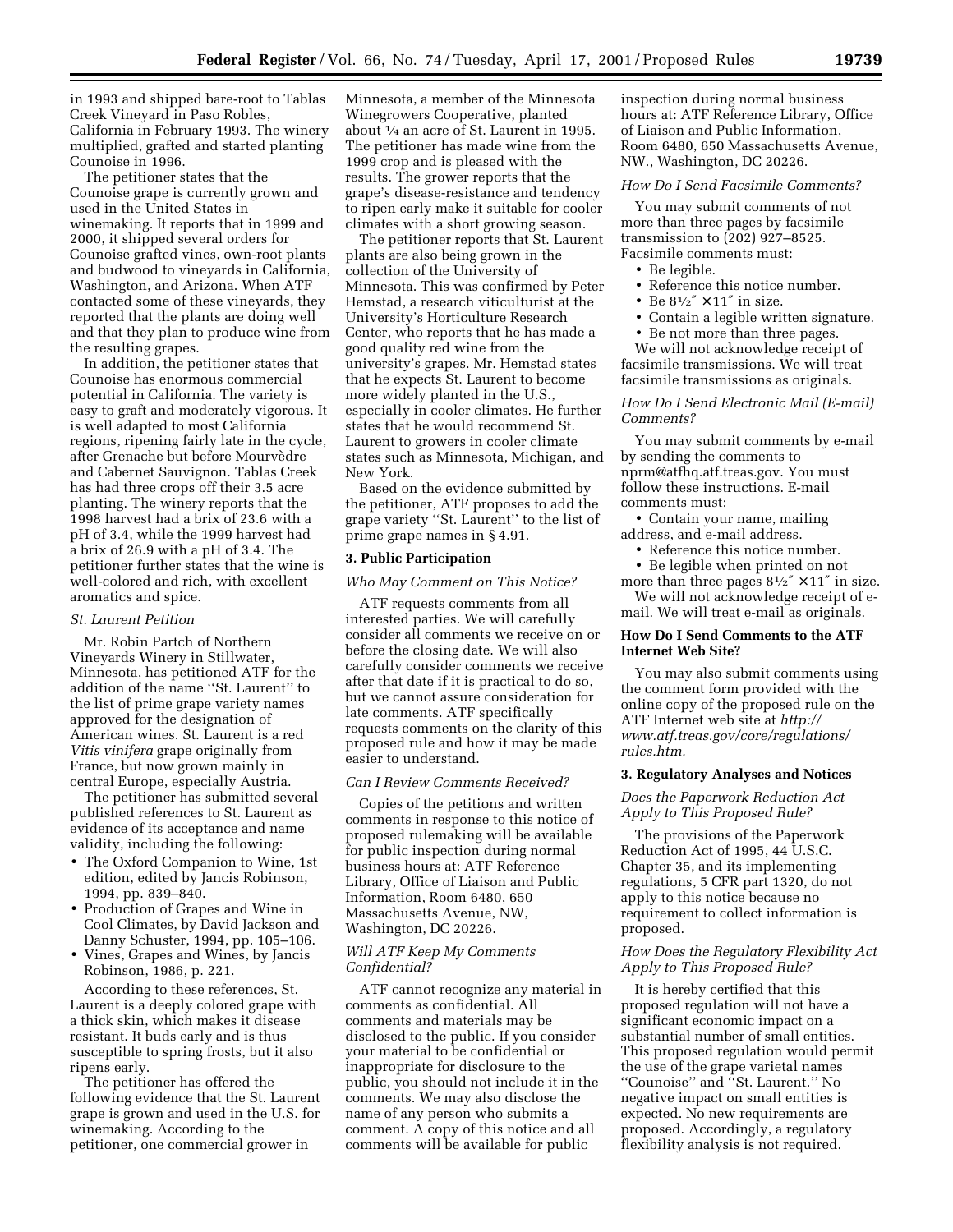in 1993 and shipped bare-root to Tablas Creek Vineyard in Paso Robles, California in February 1993. The winery multiplied, grafted and started planting Counoise in 1996.

The petitioner states that the Counoise grape is currently grown and used in the United States in winemaking. It reports that in 1999 and 2000, it shipped several orders for Counoise grafted vines, own-root plants and budwood to vineyards in California, Washington, and Arizona. When ATF contacted some of these vineyards, they reported that the plants are doing well and that they plan to produce wine from the resulting grapes.

In addition, the petitioner states that Counoise has enormous commercial potential in California. The variety is easy to graft and moderately vigorous. It is well adapted to most California regions, ripening fairly late in the cycle, after Grenache but before Mourvèdre and Cabernet Sauvignon. Tablas Creek has had three crops off their 3.5 acre planting. The winery reports that the 1998 harvest had a brix of 23.6 with a pH of 3.4, while the 1999 harvest had a brix of 26.9 with a pH of 3.4. The petitioner further states that the wine is well-colored and rich, with excellent aromatics and spice.

*St. Laurent Petition*

Mr. Robin Partch of Northern Vineyards Winery in Stillwater, Minnesota, has petitioned ATF for the addition of the name ''St. Laurent'' to the list of prime grape variety names approved for the designation of American wines. St. Laurent is a red *Vitis vinifera* grape originally from France, but now grown mainly in central Europe, especially Austria.

The petitioner has submitted several published references to St. Laurent as evidence of its acceptance and name validity, including the following:

- The Oxford Companion to Wine, 1st edition, edited by Jancis Robinson, 1994, pp. 839–840.
- Production of Grapes and Wine in Cool Climates, by David Jackson and Danny Schuster, 1994, pp. 105–106.
- Vines, Grapes and Wines, by Jancis Robinson, 1986, p. 221.

According to these references, St. Laurent is a deeply colored grape with a thick skin, which makes it disease resistant. It buds early and is thus susceptible to spring frosts, but it also ripens early.

The petitioner has offered the following evidence that the St. Laurent grape is grown and used in the U.S. for winemaking. According to the petitioner, one commercial grower in Minnesota, a member of the Minnesota Winegrowers Cooperative, planted about 1/4 an acre of St. Laurent in 1995. The petitioner has made wine from the 1999 crop and is pleased with the results. The grower reports that the grape's disease-resistance and tendency to ripen early make it suitable for cooler climates with a short growing season.

The petitioner reports that St. Laurent plants are also being grown in the collection of the University of Minnesota. This was confirmed by Peter Hemstad, a research viticulturist at the University's Horticulture Research Center, who reports that he has made a good quality red wine from the university's grapes. Mr. Hemstad states that he expects St. Laurent to become more widely planted in the U.S., especially in cooler climates. He further states that he would recommend St. Laurent to growers in cooler climate states such as Minnesota, Michigan, and New York.

Based on the evidence submitted by the petitioner, ATF proposes to add the grape variety ''St. Laurent'' to the list of prime grape names in § 4.91.

### 3. Public Participation

*Who May Comment on This Notice?*

ATF requests comments from all interested parties. We will carefully consider all comments we receive on or before the closing date. We will also carefully consider comments we receive after that date if it is practical to do so, but we cannot assure consideration for late comments. ATF specifically requests comments on the clarity of this proposed rule and how it may be made easier to understand.

*Can I Review Comments Received?*

Copies of the petitions and written comments in response to this notice of proposed rulemaking will be available for public inspection during normal business hours at: ATF Reference Library, Office of Liaison and Public Information, Room 6480, 650 Massachusetts Avenue, NW, Washington, DC 20226.

*Will ATF Keep My Comments Confidential?*

ATF cannot recognize any material in comments as confidential. All comments and materials may be disclosed to the public. If you consider your material to be confidential or inappropriate for disclosure to the public, you should not include it in the comments. We may also disclose the name of any person who submits a comment. A copy of this notice and all comments will be available for public inspection during normal business hours at: ATF Reference Library, Office of Liaison and Public Information, Room 6480, 650 Massachusetts Avenue, NW., Washington, DC 20226.

*How Do I Send Facsimile Comments?*

You may submit comments of not more than three pages by facsimile transmission to (202) 927–8525. Facsimile comments must:

- Be legible.
- Reference this notice number.
- Be 8½″ × 11″ in size.
- Contain a legible written signature.
- Be not more than three pages.

We will not acknowledge receipt of facsimile transmissions. We will treat facsimile transmissions as originals.

*How Do I Send Electronic Mail (E-mail) Comments?*

You may submit comments by e-mail by sending the comments to nprm@atfhq.atf.treas.gov. You must follow these instructions. E-mail comments must:

- Contain your name, mailing address, and e-mail address.
- Reference this notice number.
- Be legible when printed on not more than three pages 8½″ × 11″ in size.

We will not acknowledge receipt of e-mail. We will treat e-mail as originals.

**How Do I Send Comments to the ATF Internet Web Site?**

You may also submit comments using the comment form provided with the online copy of the proposed rule on the ATF Internet web site at *http://www.atf.treas.gov/core/regulations/rules.htm.*

### 3. Regulatory Analyses and Notices

*Does the Paperwork Reduction Act Apply to This Proposed Rule?*

The provisions of the Paperwork Reduction Act of 1995, 44 U.S.C. Chapter 35, and its implementing regulations, 5 CFR part 1320, do not apply to this notice because no requirement to collect information is proposed.

*How Does the Regulatory Flexibility Act Apply to This Proposed Rule?*

It is hereby certified that this proposed regulation will not have a significant economic impact on a substantial number of small entities. This proposed regulation would permit the use of the grape varietal names ''Counoise'' and ''St. Laurent.'' No negative impact on small entities is expected. No new requirements are proposed. Accordingly, a regulatory flexibility analysis is not required.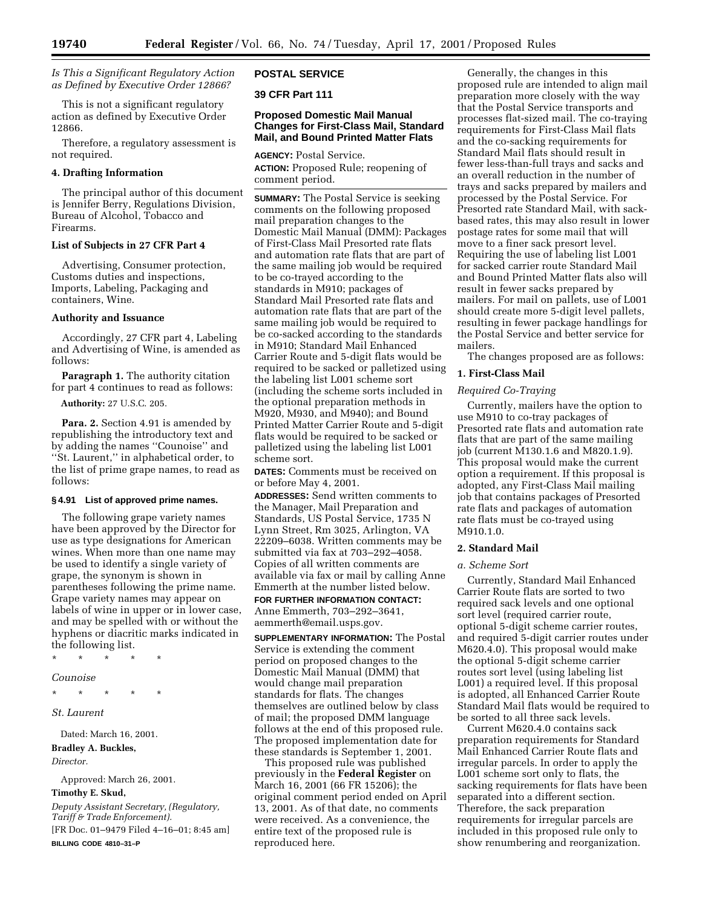*Is This a Significant Regulatory Action as Defined by Executive Order 12866?*

This is not a significant regulatory action as defined by Executive Order 12866.

Therefore, a regulatory assessment is not required.

**4. Drafting Information**

The principal author of this document is Jennifer Berry, Regulations Division, Bureau of Alcohol, Tobacco and Firearms.

**List of Subjects in 27 CFR Part 4**

Advertising, Consumer protection, Customs duties and inspections, Imports, Labeling, Packaging and containers, Wine.

**Authority and Issuance**

Accordingly, 27 CFR part 4, Labeling and Advertising of Wine, is amended as follows:

**Paragraph 1.** The authority citation for part 4 continues to read as follows:

**Authority:** 27 U.S.C. 205.

**Para. 2.** Section 4.91 is amended by republishing the introductory text and by adding the names ''Counoise'' and ''St. Laurent,'' in alphabetical order, to the list of prime grape names, to read as follows:

**§ 4.91 List of approved prime names.**

The following grape variety names have been approved by the Director for use as type designations for American wines. When more than one name may be used to identify a single variety of grape, the synonym is shown in parentheses following the prime name. Grape variety names may appear on labels of wine in upper or in lower case, and may be spelled with or without the hyphens or diacritic marks indicated in the following list.

\* \* \* \* \*

*Counoise*

\* \* \* \* \*

*St. Laurent*

Dated: March 16, 2001.

**Bradley A. Buckles,**

*Director.*

Approved: March 26, 2001.

**Timothy E. Skud,**

*Deputy Assistant Secretary, (Regulatory, Tariff & Trade Enforcement).*

[FR Doc. 01–9479 Filed 4–16–01; 8:45 am]

**BILLING CODE 4810–31–P**

## POSTAL SERVICE

## 39 CFR Part 111

## Proposed Domestic Mail Manual Changes for First-Class Mail, Standard Mail, and Bound Printed Matter Flats

**AGENCY:** Postal Service.

**ACTION:** Proposed Rule; reopening of comment period.

**SUMMARY:** The Postal Service is seeking comments on the following proposed mail preparation changes to the Domestic Mail Manual (DMM): Packages of First-Class Mail Presorted rate flats and automation rate flats that are part of the same mailing job would be required to be co-trayed according to the standards in M910; packages of Standard Mail Presorted rate flats and automation rate flats that are part of the same mailing job would be required to be co-sacked according to the standards in M910; Standard Mail Enhanced Carrier Route and 5-digit flats would be required to be sacked or palletized using the labeling list L001 scheme sort (including the scheme sorts included in the optional preparation methods in M920, M930, and M940); and Bound Printed Matter Carrier Route and 5-digit flats would be required to be sacked or palletized using the labeling list L001 scheme sort.

**DATES:** Comments must be received on or before May 4, 2001.

**ADDRESSES:** Send written comments to the Manager, Mail Preparation and Standards, US Postal Service, 1735 N Lynn Street, Rm 3025, Arlington, VA 22209–6038. Written comments may be submitted via fax at 703–292–4058. Copies of all written comments are available via fax or mail by calling Anne Emmerth at the number listed below.

**FOR FURTHER INFORMATION CONTACT:** Anne Emmerth, 703–292–3641, aemmerth@email.usps.gov.

**SUPPLEMENTARY INFORMATION:** The Postal Service is extending the comment period on proposed changes to the Domestic Mail Manual (DMM) that would change mail preparation standards for flats. The changes themselves are outlined below by class of mail; the proposed DMM language follows at the end of this proposed rule. The proposed implementation date for these standards is September 1, 2001.

This proposed rule was published previously in the **Federal Register** on March 16, 2001 (66 FR 15206); the original comment period ended on April 13, 2001. As of that date, no comments were received. As a convenience, the entire text of the proposed rule is reproduced here.

Generally, the changes in this proposed rule are intended to align mail preparation more closely with the way that the Postal Service transports and processes flat-sized mail. The co-traying requirements for First-Class Mail flats and the co-sacking requirements for Standard Mail flats should result in fewer less-than-full trays and sacks and an overall reduction in the number of trays and sacks prepared by mailers and processed by the Postal Service. For Presorted rate Standard Mail, with sack-based rates, this may also result in lower postage rates for some mail that will move to a finer sack presort level. Requiring the use of labeling list L001 for sacked carrier route Standard Mail and Bound Printed Matter flats also will result in fewer sacks prepared by mailers. For mail on pallets, use of L001 should create more 5-digit level pallets, resulting in fewer package handlings for the Postal Service and better service for mailers.

The changes proposed are as follows:

**1. First-Class Mail**

*Required Co-Traying*

Currently, mailers have the option to use M910 to co-tray packages of Presorted rate flats and automation rate flats that are part of the same mailing job (current M130.1.6 and M820.1.9). This proposal would make the current option a requirement. If this proposal is adopted, any First-Class Mail mailing job that contains packages of Presorted rate flats and packages of automation rate flats must be co-trayed using M910.1.0.

**2. Standard Mail**

*a. Scheme Sort*

Currently, Standard Mail Enhanced Carrier Route flats are sorted to two required sack levels and one optional sort level (required carrier route, optional 5-digit scheme carrier routes, and required 5-digit carrier routes under M620.4.0). This proposal would make the optional 5-digit scheme carrier routes sort level (using labeling list L001) a required level. If this proposal is adopted, all Enhanced Carrier Route Standard Mail flats would be required to be sorted to all three sack levels.

Current M620.4.0 contains sack preparation requirements for Standard Mail Enhanced Carrier Route flats and irregular parcels. In order to apply the L001 scheme sort only to flats, the sacking requirements for flats have been separated into a different section. Therefore, the sack preparation requirements for irregular parcels are included in this proposed rule only to show renumbering and reorganization.